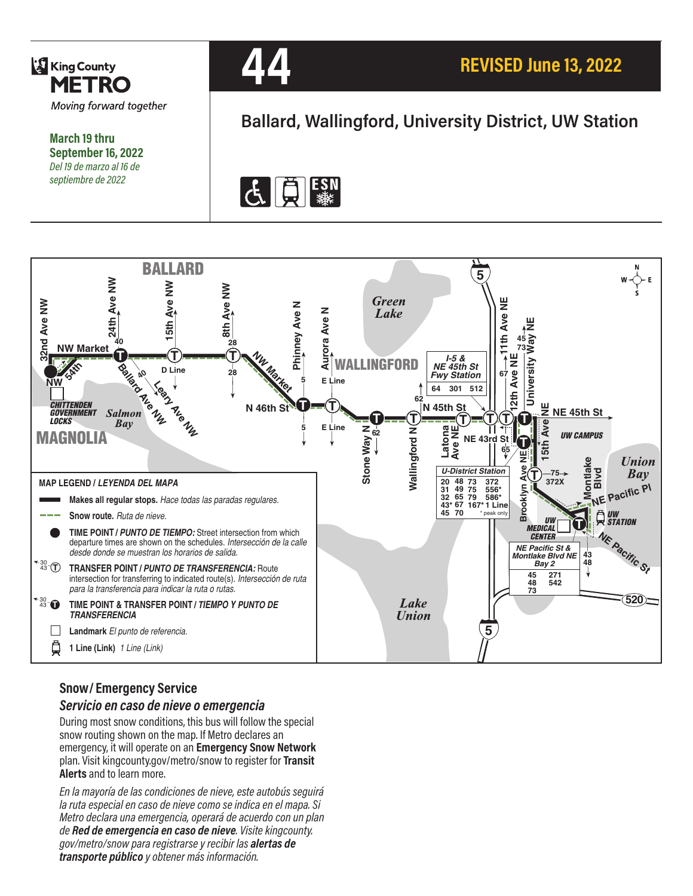King County METRO

*Moving forward together*

**March 19 thru September 16, 2022**

*Del 19 de marzo al 16 de septiembre de 2022*

# 44

**REVISED June 13, 2022**

## Ballard, Wallingford, University District, UW Station

BALLARD

32nd Ave NW · 24th Ave NW · 15th Ave NW · 8th Ave NW · Phinney Ave N · Aurora Ave N · NW Market · NW 54th · Ballard Ave NW · Leary Ave NW · NW Market · N 46th St · N 45th St · Stone Way N · Wallingford N · Latona Ave NE · NE 43rd St · 11th Ave NE · 12th Ave NE · University Way NE · 15th Ave NE · NE 45th St · Brooklyn Ave NE · Montlake Blvd · NE Pacific Pl · NE Pacific St

Green Lake · WALLINGFORD · Salmon Bay · MAGNOLIA · CHITTENDEN GOVERNMENT LOCKS · UW CAMPUS · Union Bay · UW MEDICAL CENTER · UW STATION · Lake Union

D Line · E Line · 40 · 28 · 5 · 62 · 67 · 45 · 73 · 65 · 75 · 372X · 43 · 48

**I-5 & NE 45th St Fwy Station**: 64, 301, 512

**U-District Station**: 20, 31, 32, 43*, 45, 48, 49, 65, 67, 70, 73, 75, 79, 372, 556*, 586*, 167*, 1 Line (* peak only)

**NE Pacific St & Montlake Blvd NE Bay 2**: 45, 48, 73, 271, 542

**MAP LEGEND / *LEYENDA DEL MAPA***

- **Makes all regular stops.** *Hace todas las paradas regulares.*
- **Snow route.** *Ruta de nieve.*
- **TIME POINT / *PUNTO DE TIEMPO:*** Street intersection from which departure times are shown on the schedules. *Intersección de la calle desde donde se muestran los horarios de salida.*
- **TRANSFER POINT / *PUNTO DE TRANSFERENCIA:*** Route intersection for transferring to indicated route(s). *Intersección de ruta para la transferencia para indicar la ruta o rutas.*
- **TIME POINT & TRANSFER POINT / *TIEMPO Y PUNTO DE TRANSFERENCIA***
- **Landmark** *El punto de referencia.*
- **1 Line (Link)** *1 Line (Link)*

## Snow / Emergency Service

### *Servicio en caso de nieve o emergencia*

During most snow conditions, this bus will follow the special snow routing shown on the map. If Metro declares an emergency, it will operate on an **Emergency Snow Network** plan. Visit kingcounty.gov/metro/snow to register for **Transit Alerts** and to learn more.

*En la mayoría de las condiciones de nieve, este autobús seguirá la ruta especial en caso de nieve como se indica en el mapa. Si Metro declara una emergencia, operará de acuerdo con un plan de **Red de emergencia en caso de nieve**. Visite kingcounty.gov/metro/snow para registrarse y recibir las **alertas de transporte público** y obtener más información.*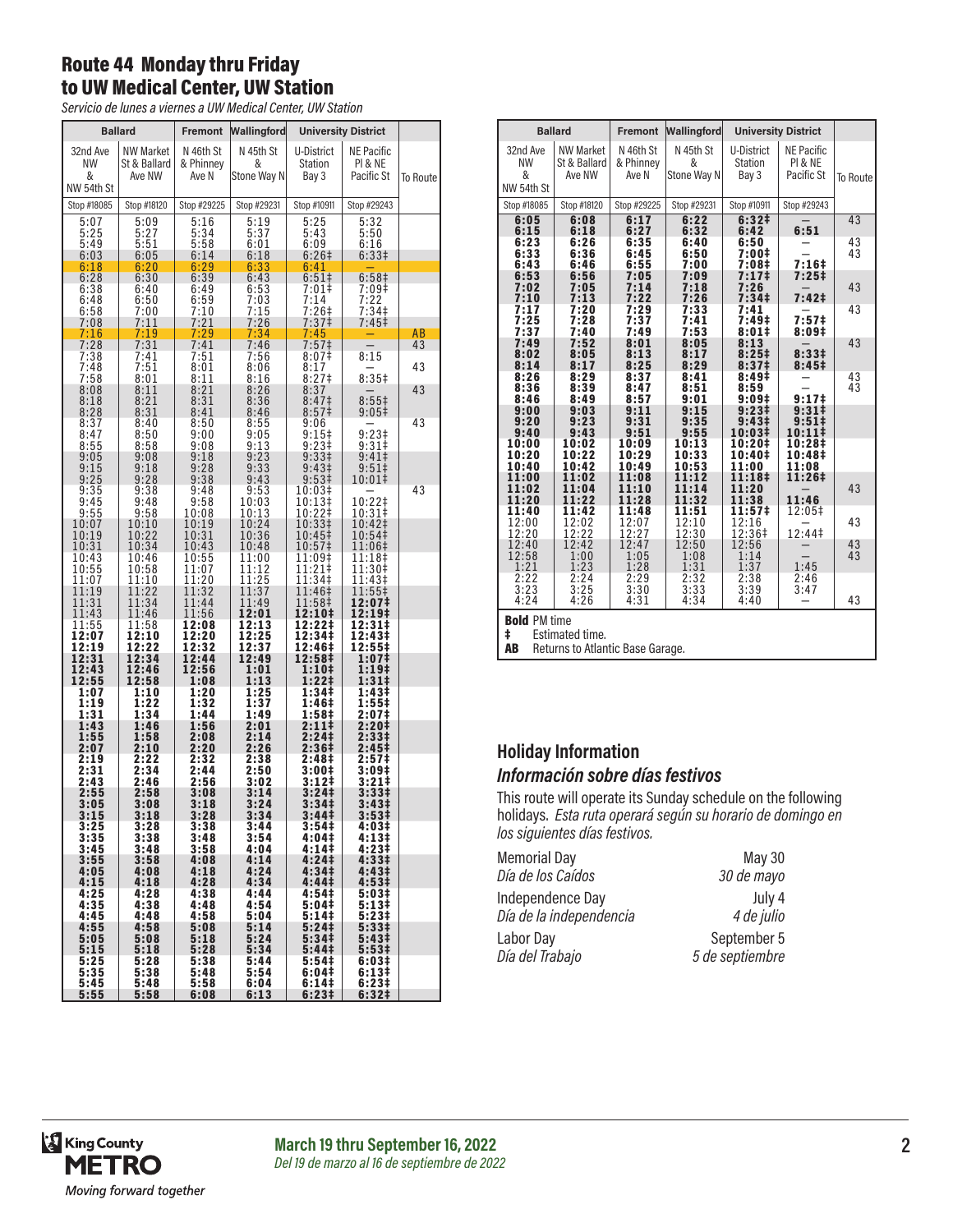## Route 44 Monday thru Friday to UW Medical Center, UW Station

*Servicio de lunes a viernes a UW Medical Center, UW Station*

| Ballard | | Fremont | Wallingford | University District | | |
|---|---|---|---|---|---|---|
| 32nd Ave NW & NW 54th St | NW Market St & Ballard Ave NW | N 46th St & Phinney Ave N | N 45th St & Stone Way N | U-District Station Bay 3 | NE Pacific Pl & NE Pacific St | To Route |
| Stop #18085 | Stop #18120 | Stop #29225 | Stop #29231 | Stop #10911 | Stop #29243 | |
| 5:07 | 5:09 | 5:16 | 5:19 | 5:25 | 5:32 | |
| 5:25 | 5:27 | 5:34 | 5:37 | 5:43 | 5:50 | |
| 5:49 | 5:51 | 5:58 | 6:01 | 6:09 | 6:16 | |
| 6:03 | 6:05 | 6:14 | 6:18 | 6:26‡ | 6:33‡ | |
| 6:18 | 6:20 | 6:29 | 6:33 | 6:41 | — | |
| 6:28 | 6:30 | 6:39 | 6:43 | 6:51‡ | 6:58‡ | |
| 6:38 | 6:40 | 6:49 | 6:53 | 7:01‡ | 7:09‡ | |
| 6:48 | 6:50 | 6:59 | 7:03 | 7:14 | 7:22 | |
| 6:58 | 7:00 | 7:10 | 7:15 | 7:26‡ | 7:34‡ | |
| 7:08 | 7:11 | 7:21 | 7:26 | 7:37‡ | 7:45‡ | |
| 7:16 | 7:19 | 7:29 | 7:34 | 7:45 | — | AB |
| 7:28 | 7:31 | 7:41 | 7:46 | 7:57‡ | — | 43 |
| 7:38 | 7:41 | 7:51 | 7:56 | 8:07‡ | 8:15 | |
| 7:48 | 7:51 | 8:01 | 8:06 | 8:17 | — | 43 |
| 7:58 | 8:01 | 8:11 | 8:16 | 8:27‡ | 8:35‡ | |
| 8:08 | 8:11 | 8:21 | 8:26 | 8:37 | — | 43 |
| 8:18 | 8:21 | 8:31 | 8:36 | 8:47‡ | 8:55‡ | |
| 8:28 | 8:31 | 8:41 | 8:46 | 8:57‡ | 9:05‡ | |
| 8:37 | 8:40 | 8:50 | 8:55 | 9:06 | — | 43 |
| 8:47 | 8:50 | 9:00 | 9:05 | 9:15‡ | 9:23‡ | |
| 8:55 | 8:58 | 9:08 | 9:13 | 9:23‡ | 9:31‡ | |
| 9:05 | 9:08 | 9:18 | 9:23 | 9:33‡ | 9:41‡ | |
| 9:15 | 9:18 | 9:28 | 9:33 | 9:43‡ | 9:51‡ | |
| 9:25 | 9:28 | 9:38 | 9:43 | 9:53‡ | 10:01‡ | |
| 9:35 | 9:38 | 9:48 | 9:53 | 10:03‡ | — | 43 |
| 9:45 | 9:48 | 9:58 | 10:03 | 10:13‡ | 10:22‡ | |
| 9:55 | 9:58 | 10:08 | 10:13 | 10:22‡ | 10:31‡ | |
| 10:07 | 10:10 | 10:19 | 10:24 | 10:33‡ | 10:42‡ | |
| 10:19 | 10:22 | 10:31 | 10:36 | 10:45‡ | 10:54‡ | |
| 10:31 | 10:34 | 10:43 | 10:48 | 10:57‡ | 11:06‡ | |
| 10:43 | 10:46 | 10:55 | 11:00 | 11:09‡ | 11:18‡ | |
| 10:55 | 10:58 | 11:07 | 11:12 | 11:21‡ | 11:30‡ | |
| 11:07 | 11:10 | 11:20 | 11:25 | 11:34‡ | 11:43‡ | |
| 11:19 | 11:22 | 11:32 | 11:37 | 11:46‡ | 11:55‡ | |
| 11:31 | 11:34 | 11:44 | 11:49 | 11:58‡ | **12:07‡** | |
| 11:43 | 11:46 | 11:56 | **12:01** | **12:10‡** | **12:19‡** | |
| 11:55 | 11:58 | **12:08** | **12:13** | **12:22‡** | **12:31‡** | |
| **12:07** | **12:10** | **12:20** | **12:25** | **12:34‡** | **12:43‡** | |
| **12:19** | **12:22** | **12:32** | **12:37** | **12:46‡** | **12:55‡** | |
| **12:31** | **12:34** | **12:44** | **12:49** | **12:58‡** | **1:07‡** | |
| **12:43** | **12:46** | **12:56** | **1:01** | **1:10‡** | **1:19‡** | |
| **12:55** | **12:58** | **1:08** | **1:13** | **1:22‡** | **1:31‡** | |
| **1:07** | **1:10** | **1:20** | **1:25** | **1:34‡** | **1:43‡** | |
| **1:19** | **1:22** | **1:32** | **1:37** | **1:46‡** | **1:55‡** | |
| **1:31** | **1:34** | **1:44** | **1:49** | **1:58‡** | **2:07‡** | |
| **1:43** | **1:46** | **1:56** | **2:01** | **2:11‡** | **2:20‡** | |
| **1:55** | **1:58** | **2:08** | **2:14** | **2:24‡** | **2:33‡** | |
| **2:07** | **2:10** | **2:20** | **2:26** | **2:36‡** | **2:45‡** | |
| **2:19** | **2:22** | **2:32** | **2:38** | **2:48‡** | **2:57‡** | |
| **2:31** | **2:34** | **2:44** | **2:50** | **3:00‡** | **3:09‡** | |
| **2:43** | **2:46** | **2:56** | **3:02** | **3:12‡** | **3:21‡** | |
| **2:55** | **2:58** | **3:08** | **3:14** | **3:24‡** | **3:33‡** | |
| **3:05** | **3:08** | **3:18** | **3:24** | **3:34‡** | **3:43‡** | |
| **3:15** | **3:18** | **3:28** | **3:34** | **3:44‡** | **3:53‡** | |
| **3:25** | **3:28** | **3:38** | **3:44** | **3:54‡** | **4:03‡** | |
| **3:35** | **3:38** | **3:48** | **3:54** | **4:04‡** | **4:13‡** | |
| **3:45** | **3:48** | **3:58** | **4:04** | **4:14‡** | **4:23‡** | |
| **3:55** | **3:58** | **4:08** | **4:14** | **4:24‡** | **4:33‡** | |
| **4:05** | **4:08** | **4:18** | **4:24** | **4:34‡** | **4:43‡** | |
| **4:15** | **4:18** | **4:28** | **4:34** | **4:44‡** | **4:53‡** | |
| **4:25** | **4:28** | **4:38** | **4:44** | **4:54‡** | **5:03‡** | |
| **4:35** | **4:38** | **4:48** | **4:54** | **5:04‡** | **5:13‡** | |
| **4:45** | **4:48** | **4:58** | **5:04** | **5:14‡** | **5:23‡** | |
| **4:55** | **4:58** | **5:08** | **5:14** | **5:24‡** | **5:33‡** | |
| **5:05** | **5:08** | **5:18** | **5:24** | **5:34‡** | **5:43‡** | |
| **5:15** | **5:18** | **5:28** | **5:34** | **5:44‡** | **5:53‡** | |
| **5:25** | **5:28** | **5:38** | **5:44** | **5:54‡** | **6:03‡** | |
| **5:35** | **5:38** | **5:48** | **5:54** | **6:04‡** | **6:13‡** | |
| **5:45** | **5:48** | **5:58** | **6:04** | **6:14‡** | **6:23‡** | |
| **5:55** | **5:58** | **6:08** | **6:13** | **6:23‡** | **6:32‡** | |
| **6:05** | **6:08** | **6:17** | **6:22** | **6:32‡** | — | 43 |
| **6:15** | **6:18** | **6:27** | **6:32** | **6:42** | **6:51** | |
| **6:23** | **6:26** | **6:35** | **6:40** | **6:50** | — | 43 |
| **6:33** | **6:36** | **6:45** | **6:50** | **7:00‡** | — | 43 |
| **6:43** | **6:46** | **6:55** | **7:00** | **7:08‡** | **7:16‡** | |
| **6:53** | **6:56** | **7:05** | **7:09** | **7:17‡** | **7:25‡** | |
| **7:02** | **7:05** | **7:14** | **7:18** | **7:26** | — | 43 |
| **7:10** | **7:13** | **7:22** | **7:26** | **7:34‡** | **7:42‡** | |
| **7:17** | **7:20** | **7:29** | **7:33** | **7:41** | — | 43 |
| **7:25** | **7:28** | **7:37** | **7:41** | **7:49‡** | **7:57‡** | |
| **7:37** | **7:40** | **7:49** | **7:53** | **8:01‡** | **8:09‡** | |
| **7:49** | **7:52** | **8:01** | **8:05** | **8:13** | — | 43 |
| **8:02** | **8:05** | **8:13** | **8:17** | **8:25‡** | **8:33‡** | |
| **8:14** | **8:17** | **8:25** | **8:29** | **8:37‡** | **8:45‡** | |
| **8:26** | **8:29** | **8:37** | **8:41** | **8:49‡** | — | 43 |
| **8:36** | **8:39** | **8:47** | **8:51** | **8:59** | — | 43 |
| **8:46** | **8:49** | **8:57** | **9:01** | **9:09‡** | **9:17‡** | |
| **9:00** | **9:03** | **9:11** | **9:15** | **9:23‡** | **9:31‡** | |
| **9:20** | **9:23** | **9:31** | **9:35** | **9:43‡** | **9:51‡** | |
| **9:40** | **9:43** | **9:51** | **9:55** | **10:03‡** | **10:11‡** | |
| **10:00** | **10:02** | **10:09** | **10:13** | **10:20‡** | **10:28‡** | |
| **10:20** | **10:22** | **10:29** | **10:33** | **10:40‡** | **10:48‡** | |
| **10:40** | **10:42** | **10:49** | **10:53** | **11:00** | **11:08** | |
| **11:00** | **11:02** | **11:08** | **11:12** | **11:18‡** | **11:26‡** | |
| **11:02** | **11:04** | **11:10** | **11:14** | **11:20** | — | 43 |
| **11:20** | **11:22** | **11:28** | **11:32** | **11:38** | **11:46** | |
| **11:40** | **11:42** | **11:48** | **11:51** | **11:57‡** | 12:05‡ | |
| 12:00 | 12:02 | 12:07 | 12:10 | 12:16 | — | 43 |
| 12:20 | 12:22 | 12:27 | 12:30 | 12:36‡ | 12:44‡ | |
| 12:40 | 12:42 | 12:47 | 12:50 | 12:56 | — | 43 |
| 12:58 | 1:00 | 1:05 | 1:08 | 1:14 | — | 43 |
| 1:21 | 1:23 | 1:28 | 1:31 | 1:37 | 1:45 | |
| 2:22 | 2:24 | 2:29 | 2:32 | 2:38 | 2:46 | |
| 3:23 | 3:25 | 3:30 | 3:33 | 3:39 | 3:47 | |
| 4:24 | 4:26 | 4:31 | 4:34 | 4:40 | — | 43 |

**Bold** PM time
‡ Estimated time.
**AB** Returns to Atlantic Base Garage.

### Holiday Information
### *Información sobre días festivos*

This route will operate its Sunday schedule on the following holidays. *Esta ruta operará según su horario de domingo en los siguientes días festivos.*

| | |
|---|---|
| Memorial Day / *Día de los Caídos* | May 30 / *30 de mayo* |
| Independence Day / *Día de la independencia* | July 4 / *4 de julio* |
| Labor Day / *Día del Trabajo* | September 5 / *5 de septiembre* |

**March 19 thru September 16, 2022**
*Del 19 de marzo al 16 de septiembre de 2022*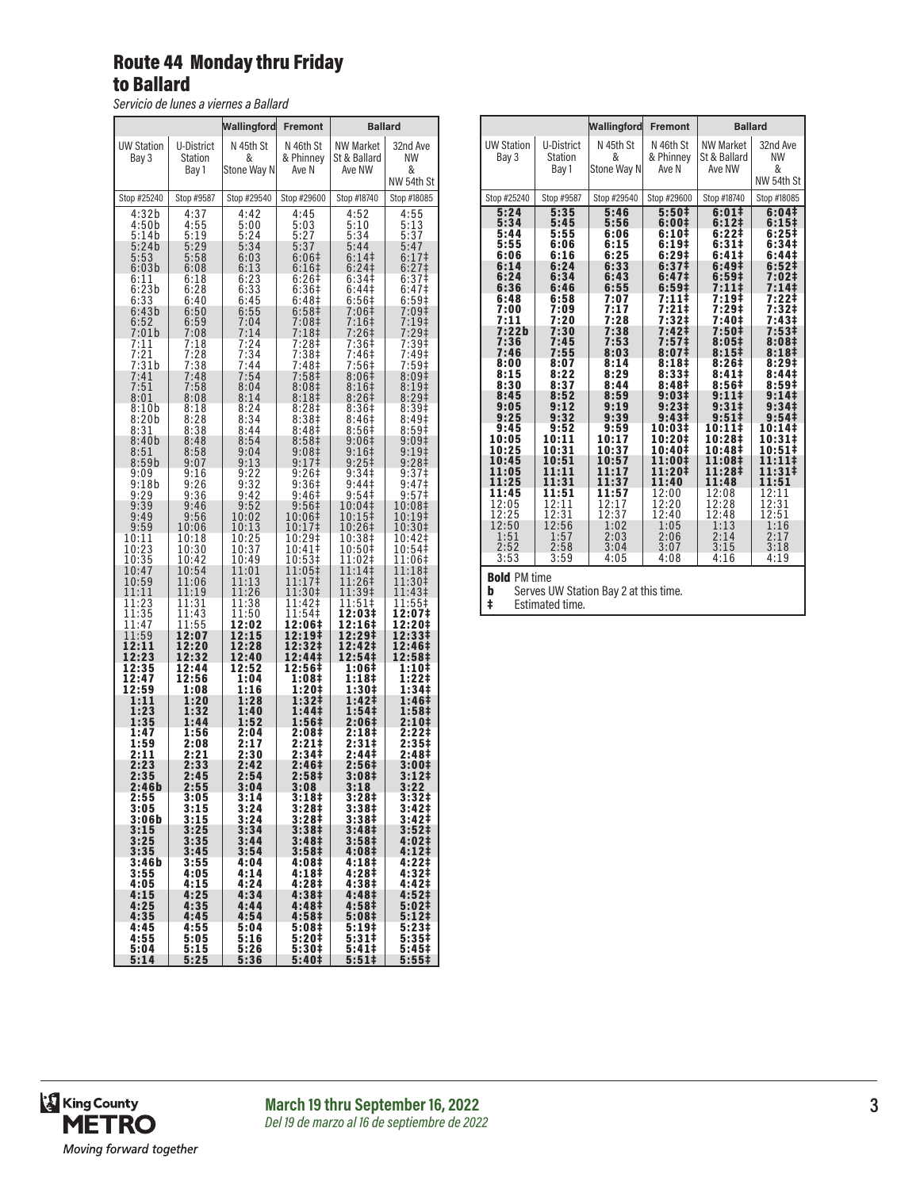# Route 44 Monday thru Friday to Ballard

*Servicio de lunes a viernes a Ballard*

| | | Wallingford | Fremont | Ballard | |
|---|---|---|---|---|---|
| UW Station Bay 3 | U-District Station Bay 1 | N 45th St & Stone Way N | N 46th St & Phinney Ave N | NW Market St & Ballard Ave NW | 32nd Ave NW & NW 54th St |
| Stop #25240 | Stop #9587 | Stop #29540 | Stop #29600 | Stop #18740 | Stop #18085 |
| 4:32b | 4:37 | 4:42 | 4:45 | 4:52 | 4:55 |
| 4:50b | 4:55 | 5:00 | 5:03 | 5:10 | 5:13 |
| 5:14b | 5:19 | 5:24 | 5:27 | 5:34 | 5:37 |
| 5:24b | 5:29 | 5:34 | 5:37 | 5:44 | 5:47 |
| 5:53 | 5:58 | 6:03 | 6:06‡ | 6:14‡ | 6:17‡ |
| 6:03b | 6:08 | 6:13 | 6:16‡ | 6:24‡ | 6:27‡ |
| 6:11 | 6:18 | 6:23 | 6:26‡ | 6:34‡ | 6:37‡ |
| 6:23b | 6:28 | 6:33 | 6:36‡ | 6:44‡ | 6:47‡ |
| 6:33 | 6:40 | 6:45 | 6:48‡ | 6:56‡ | 6:59‡ |
| 6:43b | 6:50 | 6:55 | 6:58‡ | 7:06‡ | 7:09‡ |
| 6:52 | 6:59 | 7:04 | 7:08‡ | 7:16‡ | 7:19‡ |
| 7:01b | 7:08 | 7:14 | 7:18‡ | 7:26‡ | 7:29‡ |
| 7:11 | 7:18 | 7:24 | 7:28‡ | 7:36‡ | 7:39‡ |
| 7:21 | 7:28 | 7:34 | 7:38‡ | 7:46‡ | 7:49‡ |
| 7:31b | 7:38 | 7:44 | 7:48‡ | 7:56‡ | 7:59‡ |
| 7:41 | 7:48 | 7:54 | 7:58‡ | 8:06‡ | 8:09‡ |
| 7:51 | 7:58 | 8:04 | 8:08‡ | 8:16‡ | 8:19‡ |
| 8:01 | 8:08 | 8:14 | 8:18‡ | 8:26‡ | 8:29‡ |
| 8:10b | 8:18 | 8:24 | 8:28‡ | 8:36‡ | 8:39‡ |
| 8:20b | 8:28 | 8:34 | 8:38‡ | 8:46‡ | 8:49‡ |
| 8:31 | 8:38 | 8:44 | 8:48‡ | 8:56‡ | 8:59‡ |
| 8:40b | 8:48 | 8:54 | 8:58‡ | 9:06‡ | 9:09‡ |
| 8:51 | 8:58 | 9:04 | 9:08‡ | 9:16‡ | 9:19‡ |
| 8:59b | 9:07 | 9:13 | 9:17‡ | 9:25‡ | 9:28‡ |
| 9:09 | 9:16 | 9:22 | 9:26‡ | 9:34‡ | 9:37‡ |
| 9:18b | 9:26 | 9:32 | 9:36‡ | 9:44‡ | 9:47‡ |
| 9:29 | 9:36 | 9:42 | 9:46‡ | 9:54‡ | 9:57‡ |
| 9:39 | 9:46 | 9:52 | 9:56‡ | 10:04‡ | 10:08‡ |
| 9:49 | 9:56 | 10:02 | 10:06‡ | 10:15‡ | 10:19‡ |
| 9:59 | 10:06 | 10:13 | 10:17‡ | 10:26‡ | 10:30‡ |
| 10:11 | 10:18 | 10:25 | 10:29‡ | 10:38‡ | 10:42‡ |
| 10:23 | 10:30 | 10:37 | 10:41‡ | 10:50‡ | 10:54‡ |
| 10:35 | 10:42 | 10:49 | 10:53‡ | 11:02‡ | 11:06‡ |
| 10:47 | 10:54 | 11:01 | 11:05‡ | 11:14‡ | 11:18‡ |
| 10:59 | 11:06 | 11:13 | 11:17‡ | 11:26‡ | 11:30‡ |
| 11:11 | 11:19 | 11:26 | 11:30‡ | 11:39‡ | 11:43‡ |
| 11:23 | 11:31 | 11:38 | 11:42‡ | 11:51‡ | 11:55‡ |
| 11:35 | 11:43 | 11:50 | 11:54‡ | **12:03‡** | **12:07‡** |
| 11:47 | 11:55 | **12:02** | **12:06‡** | **12:16‡** | **12:20‡** |
| 11:59 | **12:07** | **12:15** | **12:19‡** | **12:29‡** | **12:33‡** |
| **12:11** | **12:20** | **12:28** | **12:32‡** | **12:42‡** | **12:46‡** |
| **12:23** | **12:32** | **12:40** | **12:44‡** | **12:54‡** | **12:58‡** |
| **12:35** | **12:44** | **12:52** | **12:56‡** | **1:06‡** | **1:10‡** |
| **12:47** | **12:56** | **1:04** | **1:08‡** | **1:18‡** | **1:22‡** |
| **12:59** | **1:08** | **1:16** | **1:20‡** | **1:30‡** | **1:34‡** |
| **1:11** | **1:20** | **1:28** | **1:32‡** | **1:42‡** | **1:46‡** |
| **1:23** | **1:32** | **1:40** | **1:44‡** | **1:54‡** | **1:58‡** |
| **1:35** | **1:44** | **1:52** | **1:56‡** | **2:06‡** | **2:10‡** |
| **1:47** | **1:56** | **2:04** | **2:08‡** | **2:18‡** | **2:22‡** |
| **1:59** | **2:08** | **2:17** | **2:21‡** | **2:31‡** | **2:35‡** |
| **2:11** | **2:21** | **2:30** | **2:34‡** | **2:44‡** | **2:48‡** |
| **2:23** | **2:33** | **2:42** | **2:46‡** | **2:56‡** | **3:00‡** |
| **2:35** | **2:45** | **2:54** | **2:58‡** | **3:08‡** | **3:12‡** |
| **2:46b** | **2:55** | **3:04** | **3:08** | **3:18** | **3:22** |
| **2:55** | **3:05** | **3:14** | **3:18‡** | **3:28‡** | **3:32‡** |
| **3:05** | **3:15** | **3:24** | **3:28‡** | **3:38‡** | **3:42‡** |
| **3:06b** | **3:15** | **3:24** | **3:28‡** | **3:38‡** | **3:42‡** |
| **3:15** | **3:25** | **3:34** | **3:38‡** | **3:48‡** | **3:52‡** |
| **3:25** | **3:35** | **3:44** | **3:48‡** | **3:58‡** | **4:02‡** |
| **3:35** | **3:45** | **3:54** | **3:58‡** | **4:08‡** | **4:12‡** |
| **3:46b** | **3:55** | **4:04** | **4:08‡** | **4:18‡** | **4:22‡** |
| **3:55** | **4:05** | **4:14** | **4:18‡** | **4:28‡** | **4:32‡** |
| **4:05** | **4:15** | **4:24** | **4:28‡** | **4:38‡** | **4:42‡** |
| **4:15** | **4:25** | **4:34** | **4:38‡** | **4:48‡** | **4:52‡** |
| **4:25** | **4:35** | **4:44** | **4:48‡** | **4:58‡** | **5:02‡** |
| **4:35** | **4:45** | **4:54** | **4:58‡** | **5:08‡** | **5:12‡** |
| **4:45** | **4:55** | **5:04** | **5:08‡** | **5:19‡** | **5:23‡** |
| **4:55** | **5:05** | **5:16** | **5:20‡** | **5:31‡** | **5:35‡** |
| **5:04** | **5:15** | **5:26** | **5:30‡** | **5:41‡** | **5:45‡** |
| **5:14** | **5:25** | **5:36** | **5:40‡** | **5:51‡** | **5:55‡** |
| **5:24** | **5:35** | **5:46** | **5:50‡** | **6:01‡** | **6:04‡** |
| **5:34** | **5:45** | **5:56** | **6:00‡** | **6:12‡** | **6:15‡** |
| **5:44** | **5:55** | **6:06** | **6:10‡** | **6:22‡** | **6:25‡** |
| **5:55** | **6:06** | **6:15** | **6:19‡** | **6:31‡** | **6:34‡** |
| **6:06** | **6:16** | **6:25** | **6:29‡** | **6:41‡** | **6:44‡** |
| **6:14** | **6:24** | **6:33** | **6:37‡** | **6:49‡** | **6:52‡** |
| **6:24** | **6:34** | **6:43** | **6:47‡** | **6:59‡** | **7:02‡** |
| **6:36** | **6:46** | **6:55** | **6:59‡** | **7:11‡** | **7:14‡** |
| **6:48** | **6:58** | **7:07** | **7:11‡** | **7:19‡** | **7:22‡** |
| **7:00** | **7:09** | **7:17** | **7:21‡** | **7:29‡** | **7:32‡** |
| **7:11** | **7:20** | **7:28** | **7:32‡** | **7:40‡** | **7:43‡** |
| **7:22b** | **7:30** | **7:38** | **7:42‡** | **7:50‡** | **7:53‡** |
| **7:36** | **7:45** | **7:53** | **7:57‡** | **8:05‡** | **8:08‡** |
| **7:46** | **7:55** | **8:03** | **8:07‡** | **8:15‡** | **8:18‡** |
| **8:00** | **8:07** | **8:14** | **8:18‡** | **8:26‡** | **8:29‡** |
| **8:15** | **8:22** | **8:29** | **8:33‡** | **8:41‡** | **8:44‡** |
| **8:30** | **8:37** | **8:44** | **8:48‡** | **8:56‡** | **8:59‡** |
| **8:45** | **8:52** | **8:59** | **9:03‡** | **9:11‡** | **9:14‡** |
| **9:05** | **9:12** | **9:19** | **9:23‡** | **9:31‡** | **9:34‡** |
| **9:25** | **9:32** | **9:39** | **9:43‡** | **9:51‡** | **9:54‡** |
| **9:45** | **9:52** | **9:59** | **10:03‡** | **10:11‡** | **10:14‡** |
| **10:05** | **10:11** | **10:17** | **10:20‡** | **10:28‡** | **10:31‡** |
| **10:25** | **10:31** | **10:37** | **10:40‡** | **10:48‡** | **10:51‡** |
| **10:45** | **10:51** | **10:57** | **11:00‡** | **11:08‡** | **11:11‡** |
| **11:05** | **11:11** | **11:17** | **11:20‡** | **11:28‡** | **11:31‡** |
| **11:25** | **11:31** | **11:37** | **11:40** | **11:48** | **11:51** |
| **11:45** | **11:51** | **11:57** | 12:00 | 12:08 | 12:11 |
| 12:05 | 12:11 | 12:17 | 12:20 | 12:28 | 12:31 |
| 12:25 | 12:31 | 12:37 | 12:40 | 12:48 | 12:51 |
| 12:50 | 12:56 | 1:02 | 1:05 | 1:13 | 1:16 |
| 1:51 | 1:57 | 2:03 | 2:06 | 2:14 | 2:17 |
| 2:52 | 2:58 | 3:04 | 3:07 | 3:15 | 3:18 |
| 3:53 | 3:59 | 4:05 | 4:08 | 4:16 | 4:19 |

**Bold** PM time

**b** Serves UW Station Bay 2 at this time.

**‡** Estimated time.

**March 19 thru September 16, 2022**

*Del 19 de marzo al 16 de septiembre de 2022*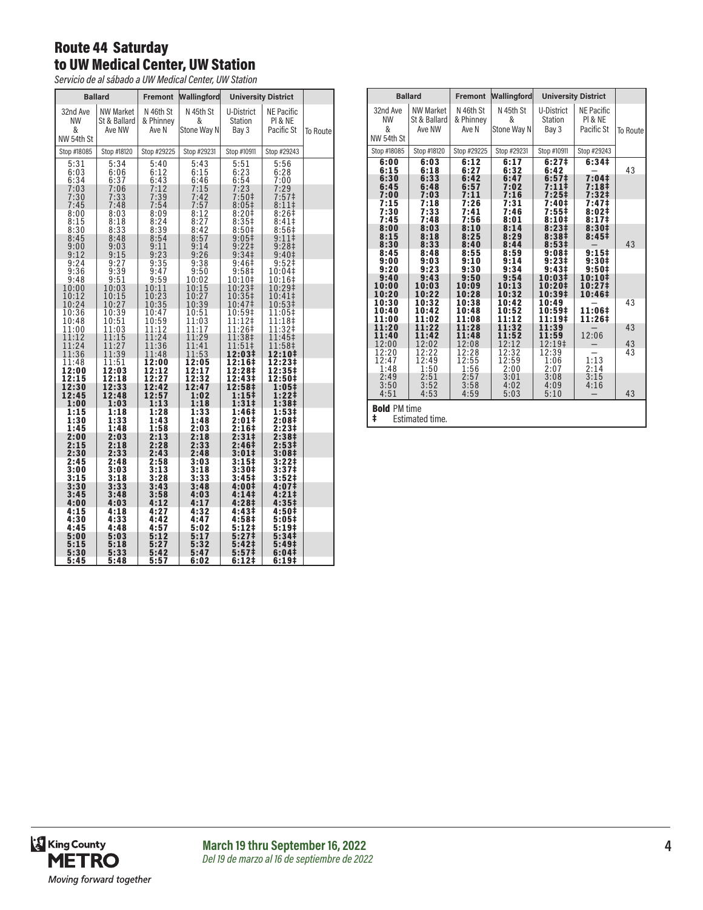# Route 44 Saturday
## to UW Medical Center, UW Station

*Servicio de al sábado a UW Medical Center, UW Station*

| Ballard | | Fremont | Wallingford | University District | | |
|---|---|---|---|---|---|---|
| 32nd Ave NW & NW 54th St | NW Market St & Ballard Ave NW | N 46th St & Phinney Ave N | N 45th St & Stone Way N | U-District Station Bay 3 | NE Pacific Pl & NE Pacific St | To Route |
| Stop #18085 | Stop #18120 | Stop #29225 | Stop #29231 | Stop #10911 | Stop #29243 | |
| 5:31 | 5:34 | 5:40 | 5:43 | 5:51 | 5:56 | |
| 6:03 | 6:06 | 6:12 | 6:15 | 6:23 | 6:28 | |
| 6:34 | 6:37 | 6:43 | 6:46 | 6:54 | 7:00 | |
| 7:03 | 7:06 | 7:12 | 7:15 | 7:23 | 7:29 | |
| 7:30 | 7:33 | 7:39 | 7:42 | 7:50‡ | 7:57‡ | |
| 7:45 | 7:48 | 7:54 | 7:57 | 8:05‡ | 8:11‡ | |
| 8:00 | 8:03 | 8:09 | 8:12 | 8:20‡ | 8:26‡ | |
| 8:15 | 8:18 | 8:24 | 8:27 | 8:35‡ | 8:41‡ | |
| 8:30 | 8:33 | 8:39 | 8:42 | 8:50‡ | 8:56‡ | |
| 8:45 | 8:48 | 8:54 | 8:57 | 9:05‡ | 9:11‡ | |
| 9:00 | 9:03 | 9:11 | 9:14 | 9:22‡ | 9:28‡ | |
| 9:12 | 9:15 | 9:23 | 9:26 | 9:34‡ | 9:40‡ | |
| 9:24 | 9:27 | 9:35 | 9:38 | 9:46‡ | 9:52‡ | |
| 9:36 | 9:39 | 9:47 | 9:50 | 9:58‡ | 10:04‡ | |
| 9:48 | 9:51 | 9:59 | 10:02 | 10:10‡ | 10:16‡ | |
| 10:00 | 10:03 | 10:11 | 10:15 | 10:23‡ | 10:29‡ | |
| 10:12 | 10:15 | 10:23 | 10:27 | 10:35‡ | 10:41‡ | |
| 10:24 | 10:27 | 10:35 | 10:39 | 10:47‡ | 10:53‡ | |
| 10:36 | 10:39 | 10:47 | 10:51 | 10:59‡ | 11:05‡ | |
| 10:48 | 10:51 | 10:59 | 11:03 | 11:12‡ | 11:18‡ | |
| 11:00 | 11:03 | 11:12 | 11:17 | 11:26‡ | 11:32‡ | |
| 11:12 | 11:15 | 11:24 | 11:29 | 11:38‡ | 11:45‡ | |
| 11:24 | 11:27 | 11:36 | 11:41 | 11:51‡ | 11:58‡ | |
| 11:36 | 11:39 | 11:48 | 11:53 | **12:03‡** | **12:10‡** | |
| 11:48 | 11:51 | **12:00** | **12:05** | **12:16‡** | **12:23‡** | |
| **12:00** | **12:03** | **12:12** | **12:17** | **12:28‡** | **12:35‡** | |
| **12:15** | **12:18** | **12:27** | **12:32** | **12:43‡** | **12:50‡** | |
| **12:30** | **12:33** | **12:42** | **12:47** | **12:58‡** | **1:05‡** | |
| **12:45** | **12:48** | **12:57** | **1:02** | **1:15‡** | **1:22‡** | |
| **1:00** | **1:03** | **1:13** | **1:18** | **1:31‡** | **1:38‡** | |
| **1:15** | **1:18** | **1:28** | **1:33** | **1:46‡** | **1:53‡** | |
| **1:30** | **1:33** | **1:43** | **1:48** | **2:01‡** | **2:08‡** | |
| **1:45** | **1:48** | **1:58** | **2:03** | **2:16‡** | **2:23‡** | |
| **2:00** | **2:03** | **2:13** | **2:18** | **2:31‡** | **2:38‡** | |
| **2:15** | **2:18** | **2:28** | **2:33** | **2:46‡** | **2:53‡** | |
| **2:30** | **2:33** | **2:43** | **2:48** | **3:01‡** | **3:08‡** | |
| **2:45** | **2:48** | **2:58** | **3:03** | **3:15‡** | **3:22‡** | |
| **3:00** | **3:03** | **3:13** | **3:18** | **3:30‡** | **3:37‡** | |
| **3:15** | **3:18** | **3:28** | **3:33** | **3:45‡** | **3:52‡** | |
| **3:30** | **3:33** | **3:43** | **3:48** | **4:00‡** | **4:07‡** | |
| **3:45** | **3:48** | **3:58** | **4:03** | **4:14‡** | **4:21‡** | |
| **4:00** | **4:03** | **4:12** | **4:17** | **4:28‡** | **4:35‡** | |
| **4:15** | **4:18** | **4:27** | **4:32** | **4:43‡** | **4:50‡** | |
| **4:30** | **4:33** | **4:42** | **4:47** | **4:58‡** | **5:05‡** | |
| **4:45** | **4:48** | **4:57** | **5:02** | **5:12‡** | **5:19‡** | |
| **5:00** | **5:03** | **5:12** | **5:17** | **5:27‡** | **5:34‡** | |
| **5:15** | **5:18** | **5:27** | **5:32** | **5:42‡** | **5:49‡** | |
| **5:30** | **5:33** | **5:42** | **5:47** | **5:57‡** | **6:04‡** | |
| **5:45** | **5:48** | **5:57** | **6:02** | **6:12‡** | **6:19‡** | |
| **6:00** | **6:03** | **6:12** | **6:17** | **6:27‡** | **6:34‡** | |
| **6:15** | **6:18** | **6:27** | **6:32** | **6:42** | — | 43 |
| **6:30** | **6:33** | **6:42** | **6:47** | **6:57‡** | **7:04‡** | |
| **6:45** | **6:48** | **6:57** | **7:02** | **7:11‡** | **7:18‡** | |
| **7:00** | **7:03** | **7:11** | **7:16** | **7:25‡** | **7:32‡** | |
| **7:15** | **7:18** | **7:26** | **7:31** | **7:40‡** | **7:47‡** | |
| **7:30** | **7:33** | **7:41** | **7:46** | **7:55‡** | **8:02‡** | |
| **7:45** | **7:48** | **7:56** | **8:01** | **8:10‡** | **8:17‡** | |
| **8:00** | **8:03** | **8:10** | **8:14** | **8:23‡** | **8:30‡** | |
| **8:15** | **8:18** | **8:25** | **8:29** | **8:38‡** | **8:45‡** | |
| **8:30** | **8:33** | **8:40** | **8:44** | **8:53‡** | — | 43 |
| **8:45** | **8:48** | **8:55** | **8:59** | **9:08‡** | **9:15‡** | |
| **9:00** | **9:03** | **9:10** | **9:14** | **9:23‡** | **9:30‡** | |
| **9:20** | **9:23** | **9:30** | **9:34** | **9:43‡** | **9:50‡** | |
| **9:40** | **9:43** | **9:50** | **9:54** | **10:03‡** | **10:10‡** | |
| **10:00** | **10:03** | **10:09** | **10:13** | **10:20‡** | **10:27‡** | |
| **10:20** | **10:22** | **10:28** | **10:32** | **10:39‡** | **10:46‡** | |
| **10:30** | **10:32** | **10:38** | **10:42** | **10:49** | — | 43 |
| **10:40** | **10:42** | **10:48** | **10:52** | **10:59‡** | **11:06‡** | |
| **11:00** | **11:02** | **11:08** | **11:12** | **11:19‡** | **11:26‡** | |
| **11:20** | **11:22** | **11:28** | **11:32** | **11:39** | — | 43 |
| **11:40** | **11:42** | **11:48** | **11:52** | **11:59** | 12:06 | |
| 12:00 | 12:02 | 12:08 | 12:12 | 12:19‡ | — | 43 |
| 12:20 | 12:22 | 12:28 | 12:32 | 12:39 | — | 43 |
| 12:47 | 12:49 | 12:55 | 12:59 | 1:06 | 1:13 | |
| 1:48 | 1:50 | 1:56 | 2:00 | 2:07 | 2:14 | |
| 2:49 | 2:51 | 2:57 | 3:01 | 3:08 | 3:15 | |
| 3:50 | 3:52 | 3:58 | 4:02 | 4:09 | 4:16 | |
| 4:51 | 4:53 | 4:59 | 5:03 | 5:10 | — | 43 |

**Bold** PM time
‡ Estimated time.

March 19 thru September 16, 2022
*Del 19 de marzo al 16 de septiembre de 2022*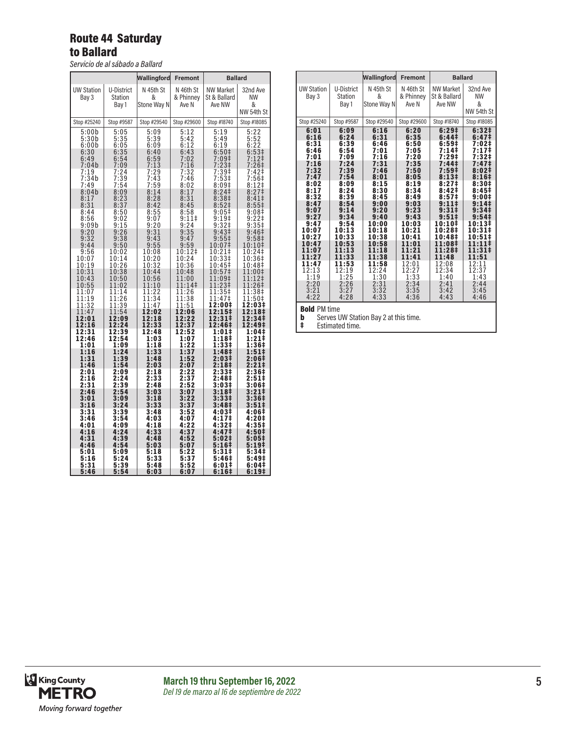# Route 44 Saturday
## to Ballard

*Servicio de al sábado a Ballard*

| | | Wallingford | Fremont | Ballard | |
|---|---|---|---|---|---|
| UW Station Bay 3 | U-District Station Bay 1 | N 45th St & Stone Way N | N 46th St & Phinney Ave N | NW Market St & Ballard Ave NW | 32nd Ave NW & NW 54th St |
| Stop #25240 | Stop #9587 | Stop #29540 | Stop #29600 | Stop #18740 | Stop #18085 |
| 5:00b | 5:05 | 5:09 | 5:12 | 5:19 | 5:22 |
| 5:30b | 5:35 | 5:39 | 5:42 | 5:49 | 5:52 |
| 6:00b | 6:05 | 6:09 | 6:12 | 6:19 | 6:22 |
| 6:30 | 6:35 | 6:40 | 6:43 | 6:50‡ | 6:53‡ |
| 6:49 | 6:54 | 6:59 | 7:02 | 7:09‡ | 7:12‡ |
| 7:04b | 7:09 | 7:13 | 7:16 | 7:23‡ | 7:26‡ |
| 7:19 | 7:24 | 7:29 | 7:32 | 7:39‡ | 7:42‡ |
| 7:34b | 7:39 | 7:43 | 7:46 | 7:53‡ | 7:56‡ |
| 7:49 | 7:54 | 7:59 | 8:02 | 8:09‡ | 8:12‡ |
| 8:04b | 8:09 | 8:14 | 8:17 | 8:24‡ | 8:27‡ |
| 8:17 | 8:23 | 8:28 | 8:31 | 8:38‡ | 8:41‡ |
| 8:31 | 8:37 | 8:42 | 8:45 | 8:52‡ | 8:55‡ |
| 8:44 | 8:50 | 8:55 | 8:58 | 9:05‡ | 9:08‡ |
| 8:56 | 9:02 | 9:07 | 9:11‡ | 9:19‡ | 9:22‡ |
| 9:09b | 9:15 | 9:20 | 9:24 | 9:32‡ | 9:35‡ |
| 9:20 | 9:26 | 9:31 | 9:35 | 9:43‡ | 9:46‡ |
| 9:32 | 9:38 | 9:43 | 9:47 | 9:55‡ | 9:58‡ |
| 9:44 | 9:50 | 9:55 | 9:59 | 10:07‡ | 10:10‡ |
| 9:56 | 10:02 | 10:08 | 10:12‡ | 10:21‡ | 10:24‡ |
| 10:07 | 10:14 | 10:20 | 10:24 | 10:33‡ | 10:36‡ |
| 10:19 | 10:26 | 10:32 | 10:36 | 10:45‡ | 10:48‡ |
| 10:31 | 10:38 | 10:44 | 10:48 | 10:57‡ | 11:00‡ |
| 10:43 | 10:50 | 10:56 | 11:00 | 11:09‡ | 11:12‡ |
| 10:55 | 11:02 | 11:10 | 11:14‡ | 11:23‡ | 11:26‡ |
| 11:07 | 11:14 | 11:22 | 11:26 | 11:35‡ | 11:38‡ |
| 11:19 | 11:26 | 11:34 | 11:38 | 11:47‡ | 11:50‡ |
| 11:32 | 11:39 | 11:47 | 11:51 | **12:00‡** | **12:03‡** |
| 11:47 | 11:54 | **12:02** | **12:06** | **12:15‡** | **12:18‡** |
| **12:01** | **12:09** | **12:18** | **12:22** | **12:31‡** | **12:34‡** |
| **12:16** | **12:24** | **12:33** | **12:37** | **12:46‡** | **12:49‡** |
| **12:31** | **12:39** | **12:48** | **12:52** | **1:01‡** | **1:04‡** |
| **12:46** | **12:54** | **1:03** | **1:07** | **1:18‡** | **1:21‡** |
| **1:01** | **1:09** | **1:18** | **1:22** | **1:33‡** | **1:36‡** |
| **1:16** | **1:24** | **1:33** | **1:37** | **1:48‡** | **1:51‡** |
| **1:31** | **1:39** | **1:48** | **1:52** | **2:03‡** | **2:06‡** |
| **1:46** | **1:54** | **2:03** | **2:07** | **2:18‡** | **2:21‡** |
| **2:01** | **2:09** | **2:18** | **2:22** | **2:33‡** | **2:36‡** |
| **2:16** | **2:24** | **2:33** | **2:37** | **2:48‡** | **2:51‡** |
| **2:31** | **2:39** | **2:48** | **2:52** | **3:03‡** | **3:06‡** |
| **2:46** | **2:54** | **3:03** | **3:07** | **3:18‡** | **3:21‡** |
| **3:01** | **3:09** | **3:18** | **3:22** | **3:33‡** | **3:36‡** |
| **3:16** | **3:24** | **3:33** | **3:37** | **3:48‡** | **3:51‡** |
| **3:31** | **3:39** | **3:48** | **3:52** | **4:03‡** | **4:06‡** |
| **3:46** | **3:54** | **4:03** | **4:07** | **4:17‡** | **4:20‡** |
| **4:01** | **4:09** | **4:18** | **4:22** | **4:32‡** | **4:35‡** |
| **4:16** | **4:24** | **4:33** | **4:37** | **4:47‡** | **4:50‡** |
| **4:31** | **4:39** | **4:48** | **4:52** | **5:02‡** | **5:05‡** |
| **4:46** | **4:54** | **5:03** | **5:07** | **5:16‡** | **5:19‡** |
| **5:01** | **5:09** | **5:18** | **5:22** | **5:31‡** | **5:34‡** |
| **5:16** | **5:24** | **5:33** | **5:37** | **5:46‡** | **5:49‡** |
| **5:31** | **5:39** | **5:48** | **5:52** | **6:01‡** | **6:04‡** |
| **5:46** | **5:54** | **6:03** | **6:07** | **6:16‡** | **6:19‡** |
| **6:01** | **6:09** | **6:16** | **6:20** | **6:29‡** | **6:32‡** |
| **6:16** | **6:24** | **6:31** | **6:35** | **6:44‡** | **6:47‡** |
| **6:31** | **6:39** | **6:46** | **6:50** | **6:59‡** | **7:02‡** |
| **6:46** | **6:54** | **7:01** | **7:05** | **7:14‡** | **7:17‡** |
| **7:01** | **7:09** | **7:16** | **7:20** | **7:29‡** | **7:32‡** |
| **7:16** | **7:24** | **7:31** | **7:35** | **7:44‡** | **7:47‡** |
| **7:32** | **7:39** | **7:46** | **7:50** | **7:59‡** | **8:02‡** |
| **7:47** | **7:54** | **8:01** | **8:05** | **8:13‡** | **8:16‡** |
| **8:02** | **8:09** | **8:15** | **8:19** | **8:27‡** | **8:30‡** |
| **8:17** | **8:24** | **8:30** | **8:34** | **8:42‡** | **8:45‡** |
| **8:32** | **8:39** | **8:45** | **8:49** | **8:57‡** | **9:00‡** |
| **8:47** | **8:54** | **9:00** | **9:03** | **9:11‡** | **9:14‡** |
| **9:07** | **9:14** | **9:20** | **9:23** | **9:31‡** | **9:34‡** |
| **9:27** | **9:34** | **9:40** | **9:43** | **9:51‡** | **9:54‡** |
| **9:47** | **9:54** | **10:00** | **10:03** | **10:10‡** | **10:13‡** |
| **10:07** | **10:13** | **10:18** | **10:21** | **10:28‡** | **10:31‡** |
| **10:27** | **10:33** | **10:38** | **10:41** | **10:48‡** | **10:51‡** |
| **10:47** | **10:53** | **10:58** | **11:01** | **11:08‡** | **11:11‡** |
| **11:07** | **11:13** | **11:18** | **11:21** | **11:28‡** | **11:31‡** |
| **11:27** | **11:33** | **11:38** | **11:41** | **11:48** | **11:51** |
| **11:47** | **11:53** | **11:58** | 12:01 | 12:08 | 12:11 |
| 12:13 | 12:19 | 12:24 | 12:27 | 12:34 | 12:37 |
| 1:19 | 1:25 | 1:30 | 1:33 | 1:40 | 1:43 |
| 2:20 | 2:26 | 2:31 | 2:34 | 2:41 | 2:44 |
| 3:21 | 3:27 | 3:32 | 3:35 | 3:42 | 3:45 |
| 4:22 | 4:28 | 4:33 | 4:36 | 4:43 | 4:46 |

**Bold** PM time
**b** Serves UW Station Bay 2 at this time.
**‡** Estimated time.

King County METRO
*Moving forward together*

**March 19 thru September 16, 2022**
*Del 19 de marzo al 16 de septiembre de 2022*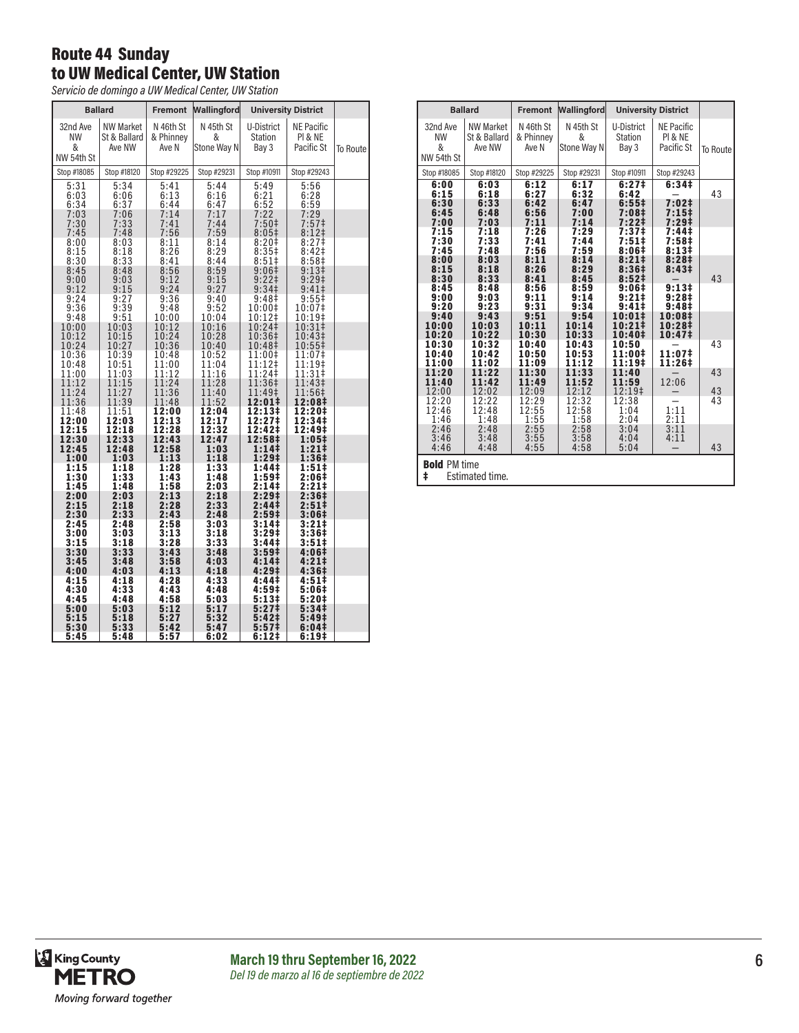# Route 44 Sunday
# to UW Medical Center, UW Station

*Servicio de domingo a UW Medical Center, UW Station*

| Ballard | | Fremont | Wallingford | University District | | |
|---|---|---|---|---|---|---|
| 32nd Ave NW & NW 54th St | NW Market St & Ballard Ave NW | N 46th St & Phinney Ave N | N 45th St & Stone Way N | U-District Station Bay 3 | NE Pacific Pl & NE Pacific St | To Route |
| Stop #18085 | Stop #18120 | Stop #29225 | Stop #29231 | Stop #10911 | Stop #29243 | |
| 5:31 | 5:34 | 5:41 | 5:44 | 5:49 | 5:56 | |
| 6:03 | 6:06 | 6:13 | 6:16 | 6:21 | 6:28 | |
| 6:34 | 6:37 | 6:44 | 6:47 | 6:52 | 6:59 | |
| 7:03 | 7:06 | 7:14 | 7:17 | 7:22 | 7:29 | |
| 7:30 | 7:33 | 7:41 | 7:44 | 7:50‡ | 7:57‡ | |
| 7:45 | 7:48 | 7:56 | 7:59 | 8:05‡ | 8:12‡ | |
| 8:00 | 8:03 | 8:11 | 8:14 | 8:20‡ | 8:27‡ | |
| 8:15 | 8:18 | 8:26 | 8:29 | 8:35‡ | 8:42‡ | |
| 8:30 | 8:33 | 8:41 | 8:44 | 8:51‡ | 8:58‡ | |
| 8:45 | 8:48 | 8:56 | 8:59 | 9:06‡ | 9:13‡ | |
| 9:00 | 9:03 | 9:12 | 9:15 | 9:22‡ | 9:29‡ | |
| 9:12 | 9:15 | 9:24 | 9:27 | 9:34‡ | 9:41‡ | |
| 9:24 | 9:27 | 9:36 | 9:40 | 9:48‡ | 9:55‡ | |
| 9:36 | 9:39 | 9:48 | 9:52 | 10:00‡ | 10:07‡ | |
| 9:48 | 9:51 | 10:00 | 10:04 | 10:12‡ | 10:19‡ | |
| 10:00 | 10:03 | 10:12 | 10:16 | 10:24‡ | 10:31‡ | |
| 10:12 | 10:15 | 10:24 | 10:28 | 10:36‡ | 10:43‡ | |
| 10:24 | 10:27 | 10:36 | 10:40 | 10:48‡ | 10:55‡ | |
| 10:36 | 10:39 | 10:48 | 10:52 | 11:00‡ | 11:07‡ | |
| 10:48 | 10:51 | 11:00 | 11:04 | 11:12‡ | 11:19‡ | |
| 11:00 | 11:03 | 11:12 | 11:16 | 11:24‡ | 11:31‡ | |
| 11:12 | 11:15 | 11:24 | 11:28 | 11:36‡ | 11:43‡ | |
| 11:24 | 11:27 | 11:36 | 11:40 | 11:49‡ | 11:56‡ | |
| 11:36 | 11:39 | 11:48 | 11:52 | **12:01‡** | **12:08‡** | |
| 11:48 | 11:51 | **12:00** | **12:04** | **12:13‡** | **12:20‡** | |
| **12:00** | **12:03** | **12:13** | **12:17** | **12:27‡** | **12:34‡** | |
| **12:15** | **12:18** | **12:28** | **12:32** | **12:42‡** | **12:49‡** | |
| **12:30** | **12:33** | **12:43** | **12:47** | **12:58‡** | **1:05‡** | |
| **12:45** | **12:48** | **12:58** | **1:03** | **1:14‡** | **1:21‡** | |
| **1:00** | **1:03** | **1:13** | **1:18** | **1:29‡** | **1:36‡** | |
| **1:15** | **1:18** | **1:28** | **1:33** | **1:44‡** | **1:51‡** | |
| **1:30** | **1:33** | **1:43** | **1:48** | **1:59‡** | **2:06‡** | |
| **1:45** | **1:48** | **1:58** | **2:03** | **2:14‡** | **2:21‡** | |
| **2:00** | **2:03** | **2:13** | **2:18** | **2:29‡** | **2:36‡** | |
| **2:15** | **2:18** | **2:28** | **2:33** | **2:44‡** | **2:51‡** | |
| **2:30** | **2:33** | **2:43** | **2:48** | **2:59‡** | **3:06‡** | |
| **2:45** | **2:48** | **2:58** | **3:03** | **3:14‡** | **3:21‡** | |
| **3:00** | **3:03** | **3:13** | **3:18** | **3:29‡** | **3:36‡** | |
| **3:15** | **3:18** | **3:28** | **3:33** | **3:44‡** | **3:51‡** | |
| **3:30** | **3:33** | **3:43** | **3:48** | **3:59‡** | **4:06‡** | |
| **3:45** | **3:48** | **3:58** | **4:03** | **4:14‡** | **4:21‡** | |
| **4:00** | **4:03** | **4:13** | **4:18** | **4:29‡** | **4:36‡** | |
| **4:15** | **4:18** | **4:28** | **4:33** | **4:44‡** | **4:51‡** | |
| **4:30** | **4:33** | **4:43** | **4:48** | **4:59‡** | **5:06‡** | |
| **4:45** | **4:48** | **4:58** | **5:03** | **5:13‡** | **5:20‡** | |
| **5:00** | **5:03** | **5:12** | **5:17** | **5:27‡** | **5:34‡** | |
| **5:15** | **5:18** | **5:27** | **5:32** | **5:42‡** | **5:49‡** | |
| **5:30** | **5:33** | **5:42** | **5:47** | **5:57‡** | **6:04‡** | |
| **5:45** | **5:48** | **5:57** | **6:02** | **6:12‡** | **6:19‡** | |
| **6:00** | **6:03** | **6:12** | **6:17** | **6:27‡** | **6:34‡** | |
| **6:15** | **6:18** | **6:27** | **6:32** | **6:42** | — | 43 |
| **6:30** | **6:33** | **6:42** | **6:47** | **6:55‡** | **7:02‡** | |
| **6:45** | **6:48** | **6:56** | **7:00** | **7:08‡** | **7:15‡** | |
| **7:00** | **7:03** | **7:11** | **7:14** | **7:22‡** | **7:29‡** | |
| **7:15** | **7:18** | **7:26** | **7:29** | **7:37‡** | **7:44‡** | |
| **7:30** | **7:33** | **7:41** | **7:44** | **7:51‡** | **7:58‡** | |
| **7:45** | **7:48** | **7:56** | **7:59** | **8:06‡** | **8:13‡** | |
| **8:00** | **8:03** | **8:11** | **8:14** | **8:21‡** | **8:28‡** | |
| **8:15** | **8:18** | **8:26** | **8:29** | **8:36‡** | **8:43‡** | |
| **8:30** | **8:33** | **8:41** | **8:45** | **8:52‡** | — | 43 |
| **8:45** | **8:48** | **8:56** | **8:59** | **9:06‡** | **9:13‡** | |
| **9:00** | **9:03** | **9:11** | **9:14** | **9:21‡** | **9:28‡** | |
| **9:20** | **9:23** | **9:31** | **9:34** | **9:41‡** | **9:48‡** | |
| **9:40** | **9:43** | **9:51** | **9:54** | **10:01‡** | **10:08‡** | |
| **10:00** | **10:03** | **10:11** | **10:14** | **10:21‡** | **10:28‡** | |
| **10:20** | **10:22** | **10:30** | **10:33** | **10:40‡** | **10:47‡** | |
| **10:30** | **10:32** | **10:40** | **10:43** | **10:50** | — | 43 |
| **10:40** | **10:42** | **10:50** | **10:53** | **11:00‡** | **11:07‡** | |
| **11:00** | **11:02** | **11:09** | **11:12** | **11:19‡** | **11:26‡** | |
| **11:20** | **11:22** | **11:30** | **11:33** | **11:40** | — | 43 |
| **11:40** | **11:42** | **11:49** | **11:52** | **11:59** | 12:06 | |
| 12:00 | 12:02 | 12:09 | 12:12 | 12:19‡ | — | 43 |
| 12:20 | 12:22 | 12:29 | 12:32 | 12:38 | — | 43 |
| 12:46 | 12:48 | 12:55 | 12:58 | 1:04 | 1:11 | |
| 1:46 | 1:48 | 1:55 | 1:58 | 2:04 | 2:11 | |
| 2:46 | 2:48 | 2:55 | 2:58 | 3:04 | 3:11 | |
| 3:46 | 3:48 | 3:55 | 3:58 | 4:04 | 4:11 | |
| 4:46 | 4:48 | 4:55 | 4:58 | 5:04 | — | 43 |

**Bold** PM time
‡ Estimated time.

**March 19 thru September 16, 2022**
*Del 19 de marzo al 16 de septiembre de 2022*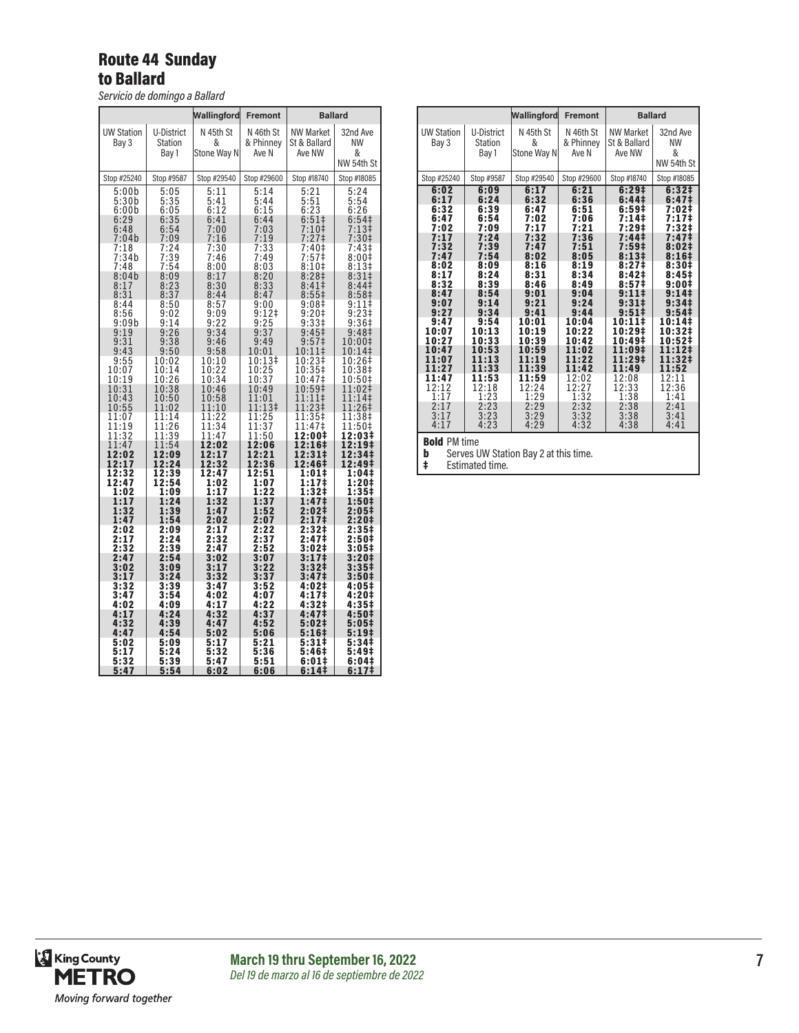## Route 44 Sunday to Ballard

*Servicio de domingo a Ballard*

| | | Wallingford | Fremont | Ballard | |
|---|---|---|---|---|---|
| UW Station Bay 3 | U-District Station Bay 1 | N 45th St & Stone Way N | N 46th St & Phinney Ave N | NW Market St & Ballard Ave NW | 32nd Ave NW & NW 54th St |
| Stop #25240 | Stop #9587 | Stop #29540 | Stop #29600 | Stop #18740 | Stop #18085 |
| 5:00b | 5:05 | 5:11 | 5:14 | 5:21 | 5:24 |
| 5:30b | 5:35 | 5:41 | 5:44 | 5:51 | 5:54 |
| 6:00b | 6:05 | 6:12 | 6:15 | 6:23 | 6:26 |
| 6:29 | 6:35 | 6:41 | 6:44 | 6:51‡ | 6:54‡ |
| 6:48 | 6:54 | 7:00 | 7:03 | 7:10‡ | 7:13‡ |
| 7:04b | 7:09 | 7:16 | 7:19 | 7:27‡ | 7:30‡ |
| 7:18 | 7:24 | 7:30 | 7:33 | 7:40‡ | 7:43‡ |
| 7:34b | 7:39 | 7:46 | 7:49 | 7:57‡ | 8:00‡ |
| 7:48 | 7:54 | 8:00 | 8:03 | 8:10‡ | 8:13‡ |
| 8:04b | 8:09 | 8:17 | 8:20 | 8:28‡ | 8:31‡ |
| 8:17 | 8:23 | 8:30 | 8:33 | 8:41‡ | 8:44‡ |
| 8:31 | 8:37 | 8:44 | 8:47 | 8:55‡ | 8:58‡ |
| 8:44 | 8:50 | 8:57 | 9:00 | 9:08‡ | 9:11‡ |
| 8:56 | 9:02 | 9:09 | 9:12‡ | 9:20‡ | 9:23‡ |
| 9:09b | 9:14 | 9:22 | 9:25 | 9:33‡ | 9:36‡ |
| 9:19 | 9:26 | 9:34 | 9:37 | 9:45‡ | 9:48‡ |
| 9:31 | 9:38 | 9:46 | 9:49 | 9:57‡ | 10:00‡ |
| 9:43 | 9:50 | 9:58 | 10:01 | 10:11‡ | 10:14‡ |
| 9:55 | 10:02 | 10:10 | 10:13‡ | 10:23‡ | 10:26‡ |
| 10:07 | 10:14 | 10:22 | 10:25 | 10:35‡ | 10:38‡ |
| 10:19 | 10:26 | 10:34 | 10:37 | 10:47‡ | 10:50‡ |
| 10:31 | 10:38 | 10:46 | 10:49 | 10:59‡ | 11:02‡ |
| 10:43 | 10:50 | 10:58 | 11:01 | 11:11‡ | 11:14‡ |
| 10:55 | 11:02 | 11:10 | 11:13‡ | 11:23‡ | 11:26‡ |
| 11:07 | 11:14 | 11:22 | 11:25 | 11:35‡ | 11:38‡ |
| 11:19 | 11:26 | 11:34 | 11:37 | 11:47‡ | 11:50‡ |
| 11:32 | 11:39 | 11:47 | 11:50 | **12:00‡** | **12:03‡** |
| 11:47 | 11:54 | **12:02** | **12:06** | **12:16‡** | **12:19‡** |
| **12:02** | **12:09** | **12:17** | **12:21** | **12:31‡** | **12:34‡** |
| **12:17** | **12:24** | **12:32** | **12:36** | **12:46‡** | **12:49‡** |
| **12:32** | **12:39** | **12:47** | **12:51** | **1:01‡** | **1:04‡** |
| **12:47** | **12:54** | **1:02** | **1:07** | **1:17‡** | **1:20‡** |
| **1:02** | **1:09** | **1:17** | **1:22** | **1:32‡** | **1:35‡** |
| **1:17** | **1:24** | **1:32** | **1:37** | **1:47‡** | **1:50‡** |
| **1:32** | **1:39** | **1:47** | **1:52** | **2:02‡** | **2:05‡** |
| **1:47** | **1:54** | **2:02** | **2:07** | **2:17‡** | **2:20‡** |
| **2:02** | **2:09** | **2:17** | **2:22** | **2:32‡** | **2:35‡** |
| **2:17** | **2:24** | **2:32** | **2:37** | **2:47‡** | **2:50‡** |
| **2:32** | **2:39** | **2:47** | **2:52** | **3:02‡** | **3:05‡** |
| **2:47** | **2:54** | **3:02** | **3:07** | **3:17‡** | **3:20‡** |
| **3:02** | **3:09** | **3:17** | **3:22** | **3:32‡** | **3:35‡** |
| **3:17** | **3:24** | **3:32** | **3:37** | **3:47‡** | **3:50‡** |
| **3:32** | **3:39** | **3:47** | **3:52** | **4:02‡** | **4:05‡** |
| **3:47** | **3:54** | **4:02** | **4:07** | **4:17‡** | **4:20‡** |
| **4:02** | **4:09** | **4:17** | **4:22** | **4:32‡** | **4:35‡** |
| **4:17** | **4:24** | **4:32** | **4:37** | **4:47‡** | **4:50‡** |
| **4:32** | **4:39** | **4:47** | **4:52** | **5:02‡** | **5:05‡** |
| **4:47** | **4:54** | **5:02** | **5:06** | **5:16‡** | **5:19‡** |
| **5:02** | **5:09** | **5:17** | **5:21** | **5:31‡** | **5:34‡** |
| **5:17** | **5:24** | **5:32** | **5:36** | **5:46‡** | **5:49‡** |
| **5:32** | **5:39** | **5:47** | **5:51** | **6:01‡** | **6:04‡** |
| **5:47** | **5:54** | **6:02** | **6:06** | **6:14‡** | **6:17‡** |
| **6:02** | **6:09** | **6:17** | **6:21** | **6:29‡** | **6:32‡** |
| **6:17** | **6:24** | **6:32** | **6:36** | **6:44‡** | **6:47‡** |
| **6:32** | **6:39** | **6:47** | **6:51** | **6:59‡** | **7:02‡** |
| **6:47** | **6:54** | **7:02** | **7:06** | **7:14‡** | **7:17‡** |
| **7:02** | **7:09** | **7:17** | **7:21** | **7:29‡** | **7:32‡** |
| **7:17** | **7:24** | **7:32** | **7:36** | **7:44‡** | **7:47‡** |
| **7:32** | **7:39** | **7:47** | **7:51** | **7:59‡** | **8:02‡** |
| **7:47** | **7:54** | **8:02** | **8:05** | **8:13‡** | **8:16‡** |
| **8:02** | **8:09** | **8:16** | **8:19** | **8:27‡** | **8:30‡** |
| **8:17** | **8:24** | **8:31** | **8:34** | **8:42‡** | **8:45‡** |
| **8:32** | **8:39** | **8:46** | **8:49** | **8:57‡** | **9:00‡** |
| **8:47** | **8:54** | **9:01** | **9:04** | **9:11‡** | **9:14‡** |
| **9:07** | **9:14** | **9:21** | **9:24** | **9:31‡** | **9:34‡** |
| **9:27** | **9:34** | **9:41** | **9:44** | **9:51‡** | **9:54‡** |
| **9:47** | **9:54** | **10:01** | **10:04** | **10:11‡** | **10:14‡** |
| **10:07** | **10:13** | **10:19** | **10:22** | **10:29‡** | **10:32‡** |
| **10:27** | **10:33** | **10:39** | **10:42** | **10:49‡** | **10:52‡** |
| **10:47** | **10:53** | **10:59** | **11:02** | **11:09‡** | **11:12‡** |
| **11:07** | **11:13** | **11:19** | **11:22** | **11:29‡** | **11:32‡** |
| **11:27** | **11:33** | **11:39** | **11:42** | **11:49** | **11:52** |
| **11:47** | **11:53** | **11:59** | 12:02 | 12:08 | 12:11 |
| 12:12 | 12:18 | 12:24 | 12:27 | 12:33 | 12:36 |
| 1:17 | 1:23 | 1:29 | 1:32 | 1:38 | 1:41 |
| 2:17 | 2:23 | 2:29 | 2:32 | 2:38 | 2:41 |
| 3:17 | 3:23 | 3:29 | 3:32 | 3:38 | 3:41 |
| 4:17 | 4:23 | 4:29 | 4:32 | 4:38 | 4:41 |

**Bold** PM time
**b** Serves UW Station Bay 2 at this time.
**‡** Estimated time.

King County METRO
*Moving forward together*

**March 19 thru September 16, 2022**
*Del 19 de marzo al 16 de septiembre de 2022*